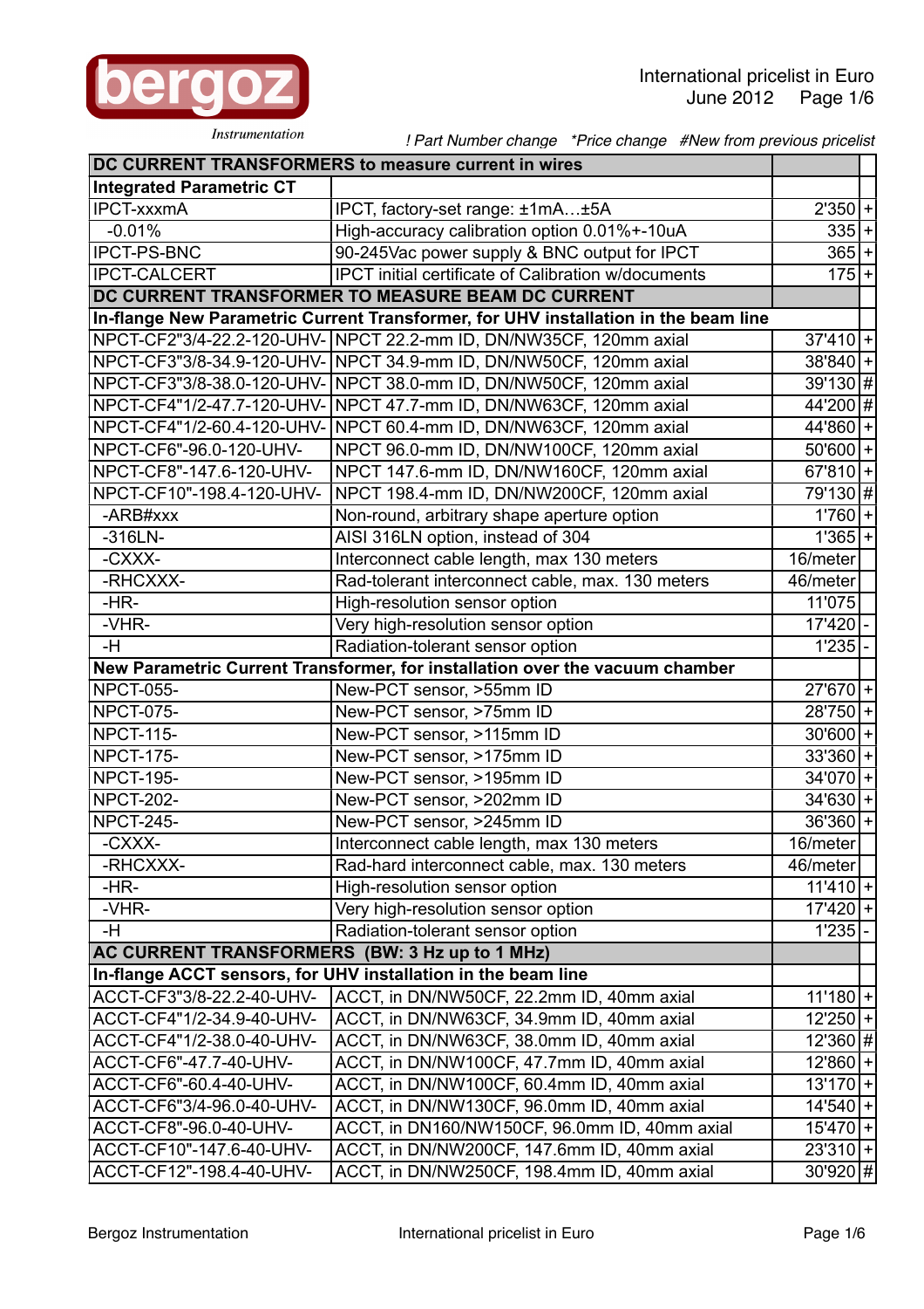bergoz

*Instrumentation*

International pricelist in Euro
June 2012

*! Part Number change  *Price change  #New from previous pricelist*

| DC CURRENT TRANSFORMERS to measure current in wires | | | |
|---|---|---|---|
| **Integrated Parametric CT** | | | |
| IPCT-xxxmA | IPCT, factory-set range: ±1mA…±5A | 2'350 | + |
| -0.01% | High-accuracy calibration option 0.01%+-10uA | 335 | + |
| IPCT-PS-BNC | 90-245Vac power supply & BNC output for IPCT | 365 | + |
| IPCT-CALCERT | IPCT initial certificate of Calibration w/documents | 175 | + |
| **DC CURRENT TRANSFORMER TO MEASURE BEAM DC CURRENT** | | | |
| **In-flange New Parametric Current Transformer, for UHV installation in the beam line** | | | |
| NPCT-CF2"3/4-22.2-120-UHV- | NPCT 22.2-mm ID, DN/NW35CF, 120mm axial | 37'410 | + |
| NPCT-CF3"3/8-34.9-120-UHV- | NPCT 34.9-mm ID, DN/NW50CF, 120mm axial | 38'840 | + |
| NPCT-CF3"3/8-38.0-120-UHV- | NPCT 38.0-mm ID, DN/NW50CF, 120mm axial | 39'130 | # |
| NPCT-CF4"1/2-47.7-120-UHV- | NPCT 47.7-mm ID, DN/NW63CF, 120mm axial | 44'200 | # |
| NPCT-CF4"1/2-60.4-120-UHV- | NPCT 60.4-mm ID, DN/NW63CF, 120mm axial | 44'860 | + |
| NPCT-CF6"-96.0-120-UHV- | NPCT 96.0-mm ID, DN/NW100CF, 120mm axial | 50'600 | + |
| NPCT-CF8"-147.6-120-UHV- | NPCT 147.6-mm ID, DN/NW160CF, 120mm axial | 67'810 | + |
| NPCT-CF10"-198.4-120-UHV- | NPCT 198.4-mm ID, DN/NW200CF, 120mm axial | 79'130 | # |
| -ARB#xxx | Non-round, arbitrary shape aperture option | 1'760 | + |
| -316LN- | AISI 316LN option, instead of 304 | 1'365 | + |
| -CXXX- | Interconnect cable length, max 130 meters | 16/meter | |
| -RHCXXX- | Rad-tolerant interconnect cable, max. 130 meters | 46/meter | |
| -HR- | High-resolution sensor option | 11'075 | |
| -VHR- | Very high-resolution sensor option | 17'420 | - |
| -H | Radiation-tolerant sensor option | 1'235 | - |
| **New Parametric Current Transformer, for installation over the vacuum chamber** | | | |
| NPCT-055- | New-PCT sensor, >55mm ID | 27'670 | + |
| NPCT-075- | New-PCT sensor, >75mm ID | 28'750 | + |
| NPCT-115- | New-PCT sensor, >115mm ID | 30'600 | + |
| NPCT-175- | New-PCT sensor, >175mm ID | 33'360 | + |
| NPCT-195- | New-PCT sensor, >195mm ID | 34'070 | + |
| NPCT-202- | New-PCT sensor, >202mm ID | 34'630 | + |
| NPCT-245- | New-PCT sensor, >245mm ID | 36'360 | + |
| -CXXX- | Interconnect cable length, max 130 meters | 16/meter | |
| -RHCXXX- | Rad-hard interconnect cable, max. 130 meters | 46/meter | |
| -HR- | High-resolution sensor option | 11'410 | + |
| -VHR- | Very high-resolution sensor option | 17'420 | + |
| -H | Radiation-tolerant sensor option | 1'235 | - |
| **AC CURRENT TRANSFORMERS (BW: 3 Hz up to 1 MHz)** | | | |
| **In-flange ACCT sensors, for UHV installation in the beam line** | | | |
| ACCT-CF3"3/8-22.2-40-UHV- | ACCT, in DN/NW50CF, 22.2mm ID, 40mm axial | 11'180 | + |
| ACCT-CF4"1/2-34.9-40-UHV- | ACCT, in DN/NW63CF, 34.9mm ID, 40mm axial | 12'250 | + |
| ACCT-CF4"1/2-38.0-40-UHV- | ACCT, in DN/NW63CF, 38.0mm ID, 40mm axial | 12'360 | # |
| ACCT-CF6"-47.7-40-UHV- | ACCT, in DN/NW100CF, 47.7mm ID, 40mm axial | 12'860 | + |
| ACCT-CF6"-60.4-40-UHV- | ACCT, in DN/NW100CF, 60.4mm ID, 40mm axial | 13'170 | + |
| ACCT-CF6"3/4-96.0-40-UHV- | ACCT, in DN/NW130CF, 96.0mm ID, 40mm axial | 14'540 | + |
| ACCT-CF8"-96.0-40-UHV- | ACCT, in DN160/NW150CF, 96.0mm ID, 40mm axial | 15'470 | + |
| ACCT-CF10"-147.6-40-UHV- | ACCT, in DN/NW200CF, 147.6mm ID, 40mm axial | 23'310 | + |
| ACCT-CF12"-198.4-40-UHV- | ACCT, in DN/NW250CF, 198.4mm ID, 40mm axial | 30'920 | # |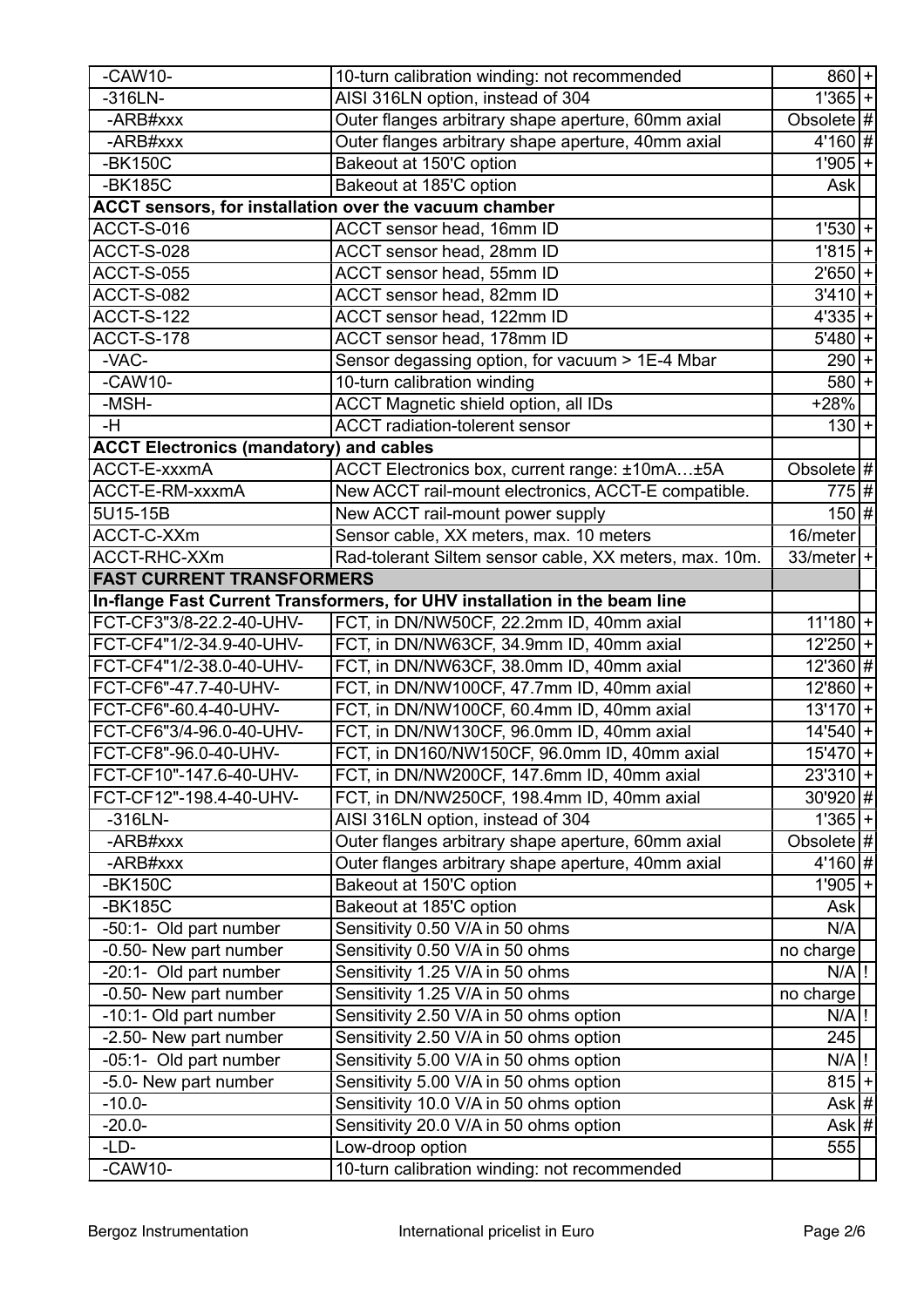| | | | |
|---|---|---|---|
| -CAW10- | 10-turn calibration winding: not recommended | 860 | + |
| -316LN- | AISI 316LN option, instead of 304 | 1'365 | + |
| -ARB#xxx | Outer flanges arbitrary shape aperture, 60mm axial | Obsolete | # |
| -ARB#xxx | Outer flanges arbitrary shape aperture, 40mm axial | 4'160 | # |
| -BK150C | Bakeout at 150'C option | 1'905 | + |
| -BK185C | Bakeout at 185'C option | Ask | |
| **ACCT sensors, for installation over the vacuum chamber** | | | |
| ACCT-S-016 | ACCT sensor head, 16mm ID | 1'530 | + |
| ACCT-S-028 | ACCT sensor head, 28mm ID | 1'815 | + |
| ACCT-S-055 | ACCT sensor head, 55mm ID | 2'650 | + |
| ACCT-S-082 | ACCT sensor head, 82mm ID | 3'410 | + |
| ACCT-S-122 | ACCT sensor head, 122mm ID | 4'335 | + |
| ACCT-S-178 | ACCT sensor head, 178mm ID | 5'480 | + |
| -VAC- | Sensor degassing option, for vacuum > 1E-4 Mbar | 290 | + |
| -CAW10- | 10-turn calibration winding | 580 | + |
| -MSH- | ACCT Magnetic shield option, all IDs | +28% | |
| -H | ACCT radiation-tolerent sensor | 130 | + |
| **ACCT Electronics (mandatory) and cables** | | | |
| ACCT-E-xxxmA | ACCT Electronics box, current range: ±10mA…±5A | Obsolete | # |
| ACCT-E-RM-xxxmA | New ACCT rail-mount electronics, ACCT-E compatible. | 775 | # |
| 5U15-15B | New ACCT rail-mount power supply | 150 | # |
| ACCT-C-XXm | Sensor cable, XX meters, max. 10 meters | 16/meter | |
| ACCT-RHC-XXm | Rad-tolerant Siltem sensor cable, XX meters, max. 10m. | 33/meter | + |
| **FAST CURRENT TRANSFORMERS** | | | |
| **In-flange Fast Current Transformers, for UHV installation in the beam line** | | | |
| FCT-CF3"3/8-22.2-40-UHV- | FCT, in DN/NW50CF, 22.2mm ID, 40mm axial | 11'180 | + |
| FCT-CF4"1/2-34.9-40-UHV- | FCT, in DN/NW63CF, 34.9mm ID, 40mm axial | 12'250 | + |
| FCT-CF4"1/2-38.0-40-UHV- | FCT, in DN/NW63CF, 38.0mm ID, 40mm axial | 12'360 | # |
| FCT-CF6"-47.7-40-UHV- | FCT, in DN/NW100CF, 47.7mm ID, 40mm axial | 12'860 | + |
| FCT-CF6"-60.4-40-UHV- | FCT, in DN/NW100CF, 60.4mm ID, 40mm axial | 13'170 | + |
| FCT-CF6"3/4-96.0-40-UHV- | FCT, in DN/NW130CF, 96.0mm ID, 40mm axial | 14'540 | + |
| FCT-CF8"-96.0-40-UHV- | FCT, in DN160/NW150CF, 96.0mm ID, 40mm axial | 15'470 | + |
| FCT-CF10"-147.6-40-UHV- | FCT, in DN/NW200CF, 147.6mm ID, 40mm axial | 23'310 | + |
| FCT-CF12"-198.4-40-UHV- | FCT, in DN/NW250CF, 198.4mm ID, 40mm axial | 30'920 | # |
| -316LN- | AISI 316LN option, instead of 304 | 1'365 | + |
| -ARB#xxx | Outer flanges arbitrary shape aperture, 60mm axial | Obsolete | # |
| -ARB#xxx | Outer flanges arbitrary shape aperture, 40mm axial | 4'160 | # |
| -BK150C | Bakeout at 150'C option | 1'905 | + |
| -BK185C | Bakeout at 185'C option | Ask | |
| -50:1- Old part number | Sensitivity 0.50 V/A in 50 ohms | N/A | |
| -0.50- New part number | Sensitivity 0.50 V/A in 50 ohms | no charge | |
| -20:1- Old part number | Sensitivity 1.25 V/A in 50 ohms | N/A | ! |
| -0.50- New part number | Sensitivity 1.25 V/A in 50 ohms | no charge | |
| -10:1- Old part number | Sensitivity 2.50 V/A in 50 ohms option | N/A | ! |
| -2.50- New part number | Sensitivity 2.50 V/A in 50 ohms option | 245 | |
| -05:1- Old part number | Sensitivity 5.00 V/A in 50 ohms option | N/A | ! |
| -5.0- New part number | Sensitivity 5.00 V/A in 50 ohms option | 815 | + |
| -10.0- | Sensitivity 10.0 V/A in 50 ohms option | Ask | # |
| -20.0- | Sensitivity 20.0 V/A in 50 ohms option | Ask | # |
| -LD- | Low-droop option | 555 | |
| -CAW10- | 10-turn calibration winding: not recommended | | |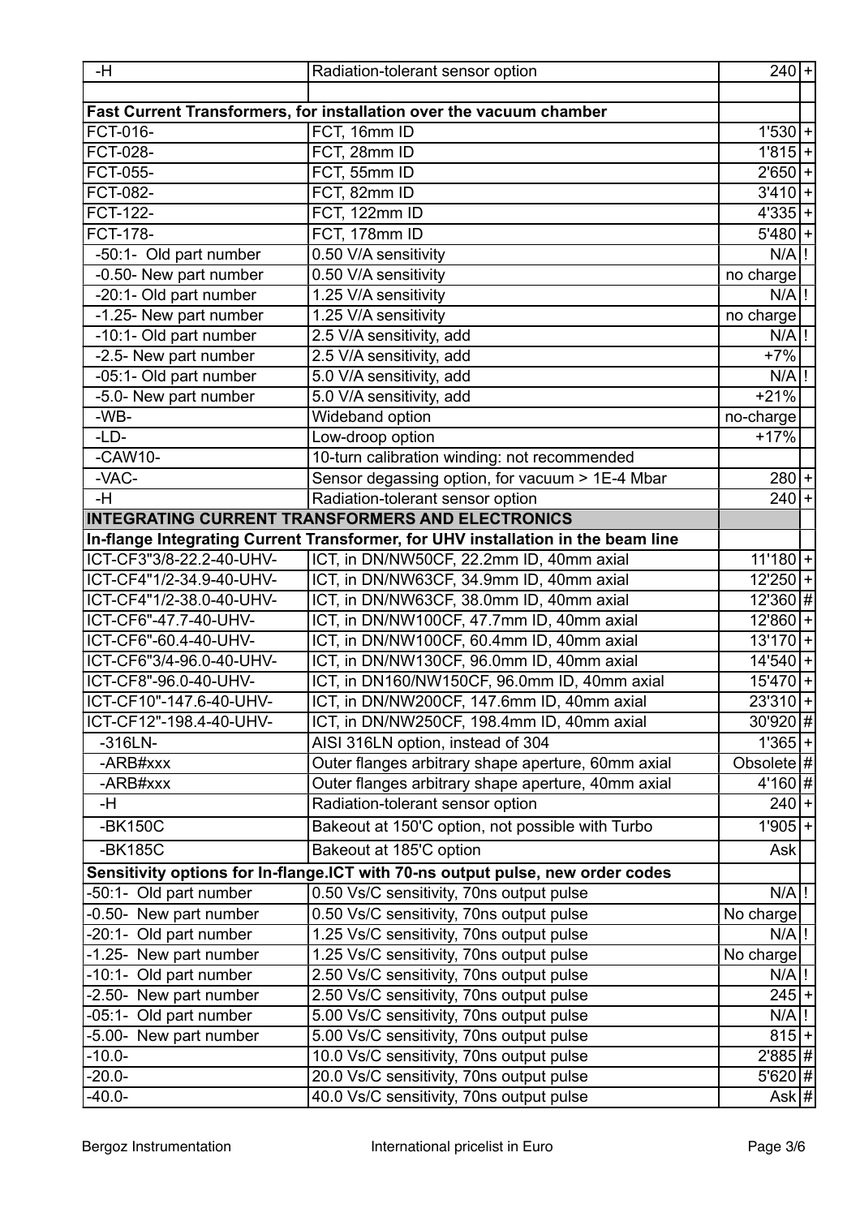| | | | |
|---|---|---|---|
| -H | Radiation-tolerant sensor option | 240 | + |
| | | | |
| **Fast Current Transformers, for installation over the vacuum chamber** | | | |
| FCT-016- | FCT, 16mm ID | 1'530 | + |
| FCT-028- | FCT, 28mm ID | 1'815 | + |
| FCT-055- | FCT, 55mm ID | 2'650 | + |
| FCT-082- | FCT, 82mm ID | 3'410 | + |
| FCT-122- | FCT, 122mm ID | 4'335 | + |
| FCT-178- | FCT, 178mm ID | 5'480 | + |
| -50:1- Old part number | 0.50 V/A sensitivity | N/A | ! |
| -0.50- New part number | 0.50 V/A sensitivity | no charge | |
| -20:1- Old part number | 1.25 V/A sensitivity | N/A | ! |
| -1.25- New part number | 1.25 V/A sensitivity | no charge | |
| -10:1- Old part number | 2.5 V/A sensitivity, add | N/A | ! |
| -2.5- New part number | 2.5 V/A sensitivity, add | +7% | |
| -05:1- Old part number | 5.0 V/A sensitivity, add | N/A | ! |
| -5.0- New part number | 5.0 V/A sensitivity, add | +21% | |
| -WB- | Wideband option | no-charge | |
| -LD- | Low-droop option | +17% | |
| -CAW10- | 10-turn calibration winding: not recommended | | |
| -VAC- | Sensor degassing option, for vacuum > 1E-4 Mbar | 280 | + |
| -H | Radiation-tolerant sensor option | 240 | + |
| **INTEGRATING CURRENT TRANSFORMERS AND ELECTRONICS** | | | |
| **In-flange Integrating Current Transformer, for UHV installation in the beam line** | | | |
| ICT-CF3"3/8-22.2-40-UHV- | ICT, in DN/NW50CF, 22.2mm ID, 40mm axial | 11'180 | + |
| ICT-CF4"1/2-34.9-40-UHV- | ICT, in DN/NW63CF, 34.9mm ID, 40mm axial | 12'250 | + |
| ICT-CF4"1/2-38.0-40-UHV- | ICT, in DN/NW63CF, 38.0mm ID, 40mm axial | 12'360 | # |
| ICT-CF6"-47.7-40-UHV- | ICT, in DN/NW100CF, 47.7mm ID, 40mm axial | 12'860 | + |
| ICT-CF6"-60.4-40-UHV- | ICT, in DN/NW100CF, 60.4mm ID, 40mm axial | 13'170 | + |
| ICT-CF6"3/4-96.0-40-UHV- | ICT, in DN/NW130CF, 96.0mm ID, 40mm axial | 14'540 | + |
| ICT-CF8"-96.0-40-UHV- | ICT, in DN160/NW150CF, 96.0mm ID, 40mm axial | 15'470 | + |
| ICT-CF10"-147.6-40-UHV- | ICT, in DN/NW200CF, 147.6mm ID, 40mm axial | 23'310 | + |
| ICT-CF12"-198.4-40-UHV- | ICT, in DN/NW250CF, 198.4mm ID, 40mm axial | 30'920 | # |
| -316LN- | AISI 316LN option, instead of 304 | 1'365 | + |
| -ARB#xxx | Outer flanges arbitrary shape aperture, 60mm axial | Obsolete | # |
| -ARB#xxx | Outer flanges arbitrary shape aperture, 40mm axial | 4'160 | # |
| -H | Radiation-tolerant sensor option | 240 | + |
| -BK150C | Bakeout at 150'C option, not possible with Turbo | 1'905 | + |
| -BK185C | Bakeout at 185'C option | Ask | |
| **Sensitivity options for In-flange.ICT with 70-ns output pulse, new order codes** | | | |
| -50:1- Old part number | 0.50 Vs/C sensitivity, 70ns output pulse | N/A | ! |
| -0.50- New part number | 0.50 Vs/C sensitivity, 70ns output pulse | No charge | |
| -20:1- Old part number | 1.25 Vs/C sensitivity, 70ns output pulse | N/A | ! |
| -1.25- New part number | 1.25 Vs/C sensitivity, 70ns output pulse | No charge | |
| -10:1- Old part number | 2.50 Vs/C sensitivity, 70ns output pulse | N/A | ! |
| -2.50- New part number | 2.50 Vs/C sensitivity, 70ns output pulse | 245 | + |
| -05:1- Old part number | 5.00 Vs/C sensitivity, 70ns output pulse | N/A | ! |
| -5.00- New part number | 5.00 Vs/C sensitivity, 70ns output pulse | 815 | + |
| -10.0- | 10.0 Vs/C sensitivity, 70ns output pulse | 2'885 | # |
| -20.0- | 20.0 Vs/C sensitivity, 70ns output pulse | 5'620 | # |
| -40.0- | 40.0 Vs/C sensitivity, 70ns output pulse | Ask | # |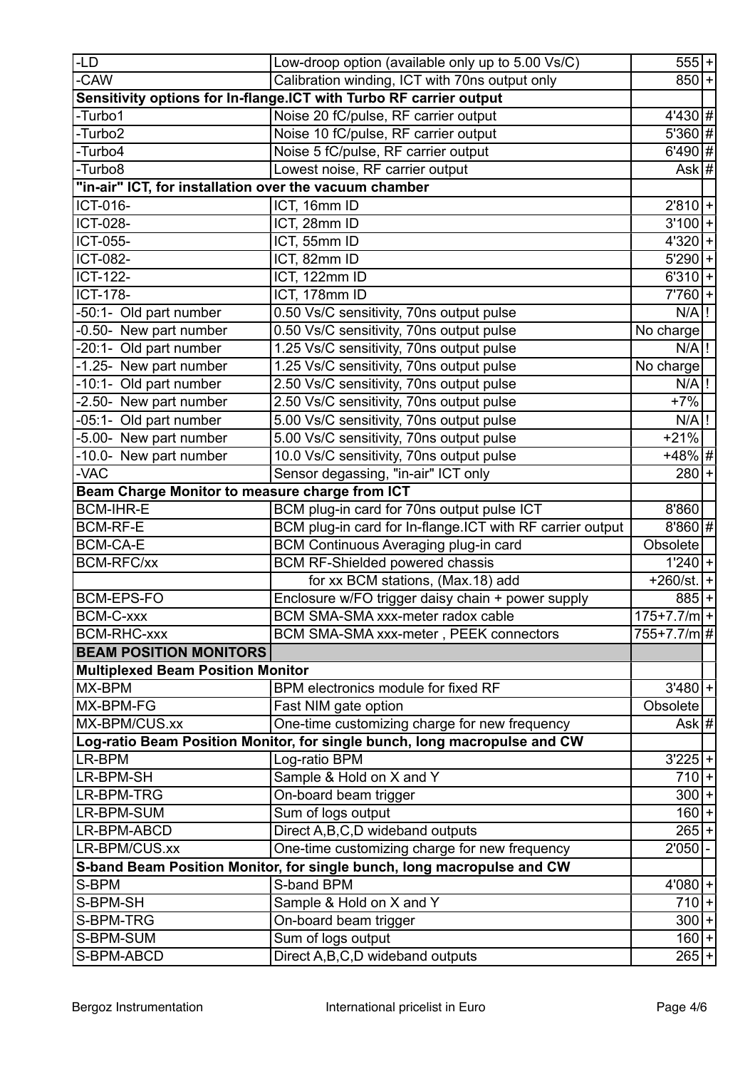| | | | |
|---|---|---|---|
| -LD | Low-droop option (available only up to 5.00 Vs/C) | 555 | + |
| -CAW | Calibration winding, ICT with 70ns output only | 850 | + |
| **Sensitivity options for In-flange.ICT with Turbo RF carrier output** | | | |
| -Turbo1 | Noise 20 fC/pulse, RF carrier output | 4'430 | # |
| -Turbo2 | Noise 10 fC/pulse, RF carrier output | 5'360 | # |
| -Turbo4 | Noise 5 fC/pulse, RF carrier output | 6'490 | # |
| -Turbo8 | Lowest noise, RF carrier output | Ask | # |
| **"in-air" ICT, for installation over the vacuum chamber** | | | |
| ICT-016- | ICT, 16mm ID | 2'810 | + |
| ICT-028- | ICT, 28mm ID | 3'100 | + |
| ICT-055- | ICT, 55mm ID | 4'320 | + |
| ICT-082- | ICT, 82mm ID | 5'290 | + |
| ICT-122- | ICT, 122mm ID | 6'310 | + |
| ICT-178- | ICT, 178mm ID | 7'760 | + |
| -50:1- Old part number | 0.50 Vs/C sensitivity, 70ns output pulse | N/A | ! |
| -0.50- New part number | 0.50 Vs/C sensitivity, 70ns output pulse | No charge | |
| -20:1- Old part number | 1.25 Vs/C sensitivity, 70ns output pulse | N/A | ! |
| -1.25- New part number | 1.25 Vs/C sensitivity, 70ns output pulse | No charge | |
| -10:1- Old part number | 2.50 Vs/C sensitivity, 70ns output pulse | N/A | ! |
| -2.50- New part number | 2.50 Vs/C sensitivity, 70ns output pulse | +7% | |
| -05:1- Old part number | 5.00 Vs/C sensitivity, 70ns output pulse | N/A | ! |
| -5.00- New part number | 5.00 Vs/C sensitivity, 70ns output pulse | +21% | |
| -10.0- New part number | 10.0 Vs/C sensitivity, 70ns output pulse | +48% | # |
| -VAC | Sensor degassing, "in-air" ICT only | 280 | + |
| **Beam Charge Monitor to measure charge from ICT** | | | |
| BCM-IHR-E | BCM plug-in card for 70ns output pulse ICT | 8'860 | |
| BCM-RF-E | BCM plug-in card for In-flange.ICT with RF carrier output | 8'860 | # |
| BCM-CA-E | BCM Continuous Averaging plug-in card | Obsolete | |
| BCM-RFC/xx | BCM RF-Shielded powered chassis | 1'240 | + |
| | for xx BCM stations, (Max.18) add | +260/st. | + |
| BCM-EPS-FO | Enclosure w/FO trigger daisy chain + power supply | 885 | + |
| BCM-C-xxx | BCM SMA-SMA xxx-meter radox cable | 175+7.7/m | + |
| BCM-RHC-xxx | BCM SMA-SMA xxx-meter , PEEK connectors | 755+7.7/m | # |
| **BEAM POSITION MONITORS** | | | |
| **Multiplexed Beam Position Monitor** | | | |
| MX-BPM | BPM electronics module for fixed RF | 3'480 | + |
| MX-BPM-FG | Fast NIM gate option | Obsolete | |
| MX-BPM/CUS.xx | One-time customizing charge for new frequency | Ask | # |
| **Log-ratio Beam Position Monitor, for single bunch, long macropulse and CW** | | | |
| LR-BPM | Log-ratio BPM | 3'225 | + |
| LR-BPM-SH | Sample & Hold on X and Y | 710 | + |
| LR-BPM-TRG | On-board beam trigger | 300 | + |
| LR-BPM-SUM | Sum of logs output | 160 | + |
| LR-BPM-ABCD | Direct A,B,C,D wideband outputs | 265 | + |
| LR-BPM/CUS.xx | One-time customizing charge for new frequency | 2'050 | - |
| **S-band Beam Position Monitor, for single bunch, long macropulse and CW** | | | |
| S-BPM | S-band BPM | 4'080 | + |
| S-BPM-SH | Sample & Hold on X and Y | 710 | + |
| S-BPM-TRG | On-board beam trigger | 300 | + |
| S-BPM-SUM | Sum of logs output | 160 | + |
| S-BPM-ABCD | Direct A,B,C,D wideband outputs | 265 | + |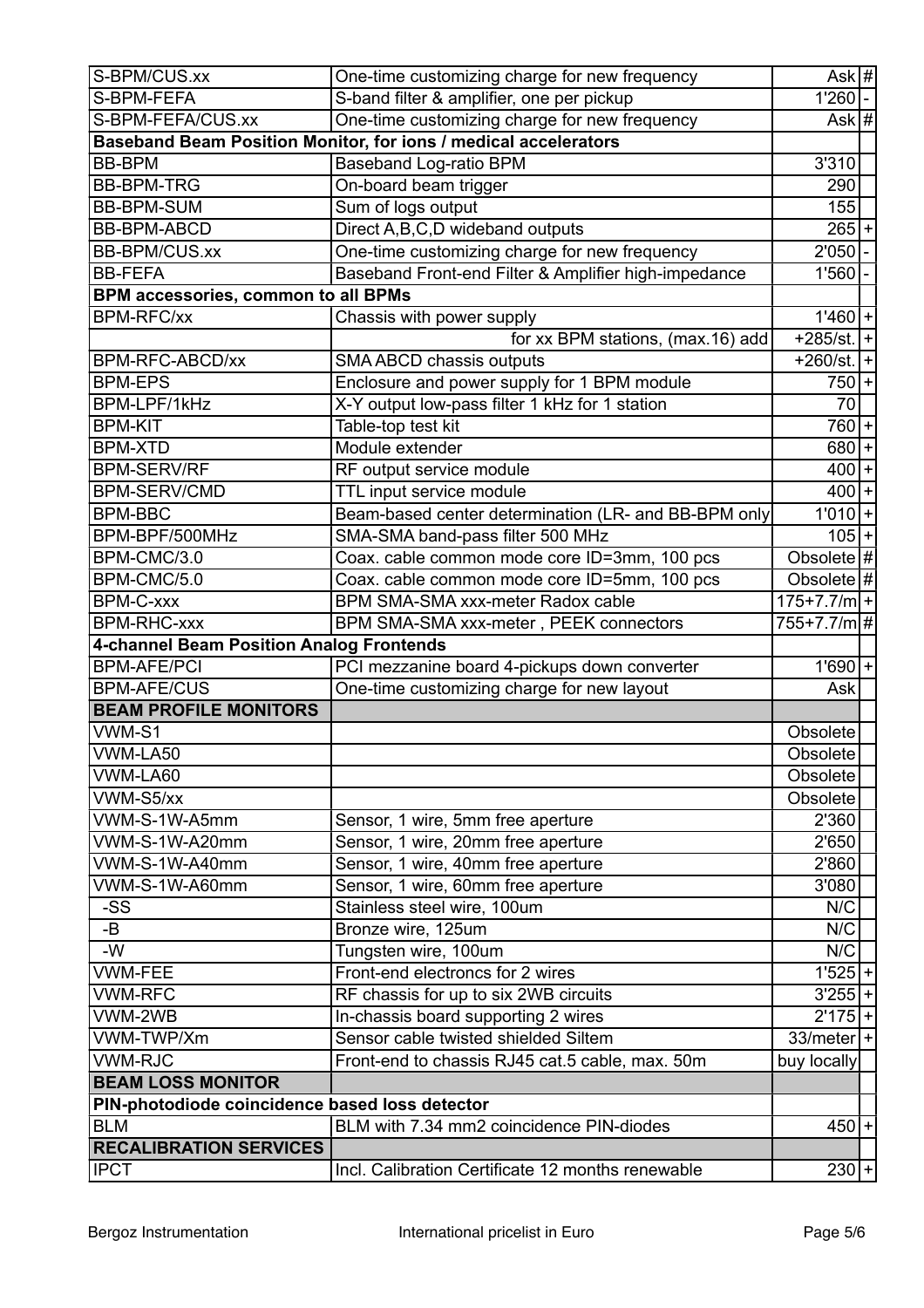| | | | |
|---|---|---|---|
| S-BPM/CUS.xx | One-time customizing charge for new frequency | Ask | # |
| S-BPM-FEFA | S-band filter & amplifier, one per pickup | 1'260 | - |
| S-BPM-FEFA/CUS.xx | One-time customizing charge for new frequency | Ask | # |
| **Baseband Beam Position Monitor, for ions / medical accelerators** | | | |
| BB-BPM | Baseband Log-ratio BPM | 3'310 | |
| BB-BPM-TRG | On-board beam trigger | 290 | |
| BB-BPM-SUM | Sum of logs output | 155 | |
| BB-BPM-ABCD | Direct A,B,C,D wideband outputs | 265 | + |
| BB-BPM/CUS.xx | One-time customizing charge for new frequency | 2'050 | - |
| BB-FEFA | Baseband Front-end Filter & Amplifier high-impedance | 1'560 | - |
| **BPM accessories, common to all BPMs** | | | |
| BPM-RFC/xx | Chassis with power supply | 1'460 | + |
| | for xx BPM stations, (max.16) add | +285/st. | + |
| BPM-RFC-ABCD/xx | SMA ABCD chassis outputs | +260/st. | + |
| BPM-EPS | Enclosure and power supply for 1 BPM module | 750 | + |
| BPM-LPF/1kHz | X-Y output low-pass filter 1 kHz for 1 station | 70 | |
| BPM-KIT | Table-top test kit | 760 | + |
| BPM-XTD | Module extender | 680 | + |
| BPM-SERV/RF | RF output service module | 400 | + |
| BPM-SERV/CMD | TTL input service module | 400 | + |
| BPM-BBC | Beam-based center determination (LR- and BB-BPM only | 1'010 | + |
| BPM-BPF/500MHz | SMA-SMA band-pass filter 500 MHz | 105 | + |
| BPM-CMC/3.0 | Coax. cable common mode core ID=3mm, 100 pcs | Obsolete | # |
| BPM-CMC/5.0 | Coax. cable common mode core ID=5mm, 100 pcs | Obsolete | # |
| BPM-C-xxx | BPM SMA-SMA xxx-meter Radox cable | 175+7.7/m | + |
| BPM-RHC-xxx | BPM SMA-SMA xxx-meter , PEEK connectors | 755+7.7/m | # |
| **4-channel Beam Position Analog Frontends** | | | |
| BPM-AFE/PCI | PCI mezzanine board 4-pickups down converter | 1'690 | + |
| BPM-AFE/CUS | One-time customizing charge for new layout | Ask | |
| **BEAM PROFILE MONITORS** | | | |
| VWM-S1 | | Obsolete | |
| VWM-LA50 | | Obsolete | |
| VWM-LA60 | | Obsolete | |
| VWM-S5/xx | | Obsolete | |
| VWM-S-1W-A5mm | Sensor, 1 wire, 5mm free aperture | 2'360 | |
| VWM-S-1W-A20mm | Sensor, 1 wire, 20mm free aperture | 2'650 | |
| VWM-S-1W-A40mm | Sensor, 1 wire, 40mm free aperture | 2'860 | |
| VWM-S-1W-A60mm | Sensor, 1 wire, 60mm free aperture | 3'080 | |
| -SS | Stainless steel wire, 100um | N/C | |
| -B | Bronze wire, 125um | N/C | |
| -W | Tungsten wire, 100um | N/C | |
| VWM-FEE | Front-end electroncs for 2 wires | 1'525 | + |
| VWM-RFC | RF chassis for up to six 2WB circuits | 3'255 | + |
| VWM-2WB | In-chassis board supporting 2 wires | 2'175 | + |
| VWM-TWP/Xm | Sensor cable twisted shielded Siltem | 33/meter | + |
| VWM-RJC | Front-end to chassis RJ45 cat.5 cable, max. 50m | buy locally | |
| **BEAM LOSS MONITOR** | | | |
| **PIN-photodiode coincidence based loss detector** | | | |
| BLM | BLM with 7.34 mm2 coincidence PIN-diodes | 450 | + |
| **RECALIBRATION SERVICES** | | | |
| IPCT | Incl. Calibration Certificate 12 months renewable | 230 | + |

Bergoz Instrumentation International pricelist in Euro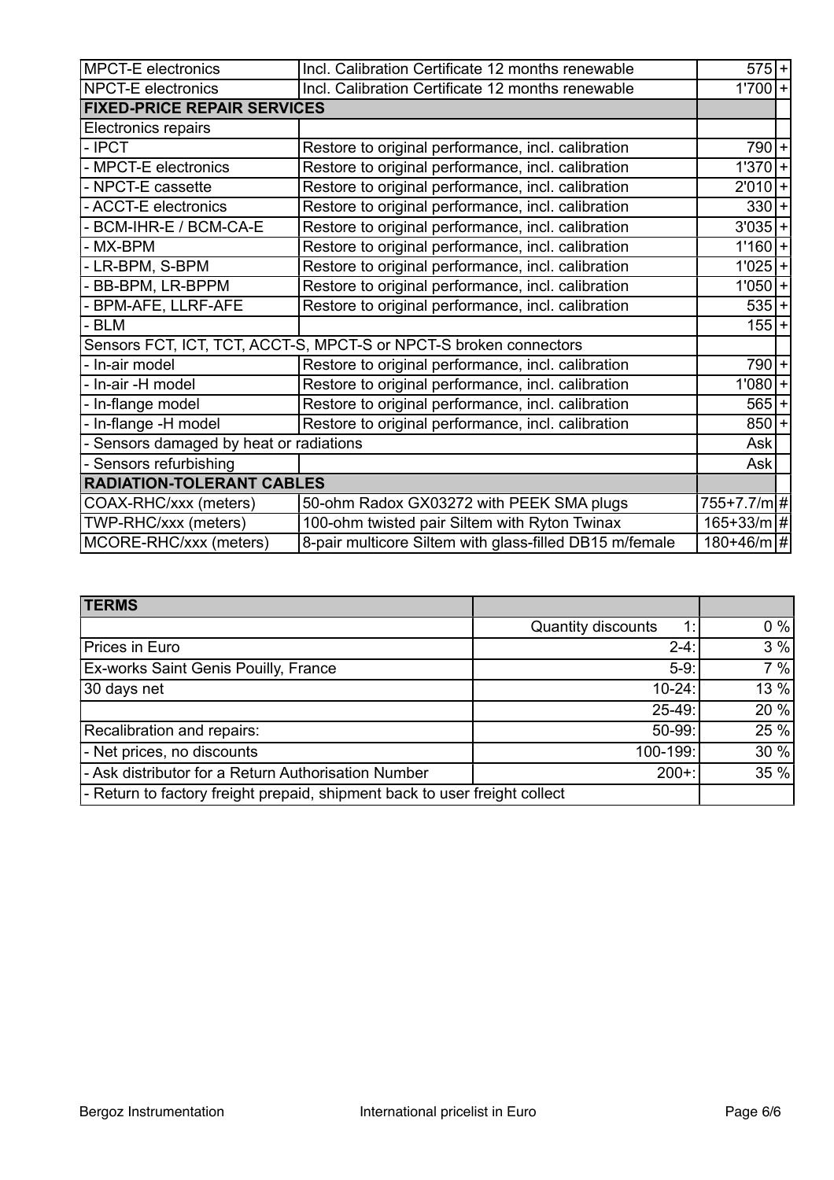| | | | |
|---|---|---|---|
| MPCT-E electronics | Incl. Calibration Certificate 12 months renewable | 575 | + |
| NPCT-E electronics | Incl. Calibration Certificate 12 months renewable | 1'700 | + |
| **FIXED-PRICE REPAIR SERVICES** | | | |
| Electronics repairs | | | |
| - IPCT | Restore to original performance, incl. calibration | 790 | + |
| - MPCT-E electronics | Restore to original performance, incl. calibration | 1'370 | + |
| - NPCT-E cassette | Restore to original performance, incl. calibration | 2'010 | + |
| - ACCT-E electronics | Restore to original performance, incl. calibration | 330 | + |
| - BCM-IHR-E / BCM-CA-E | Restore to original performance, incl. calibration | 3'035 | + |
| - MX-BPM | Restore to original performance, incl. calibration | 1'160 | + |
| - LR-BPM, S-BPM | Restore to original performance, incl. calibration | 1'025 | + |
| - BB-BPM, LR-BPPM | Restore to original performance, incl. calibration | 1'050 | + |
| - BPM-AFE, LLRF-AFE | Restore to original performance, incl. calibration | 535 | + |
| - BLM | | 155 | + |
| Sensors FCT, ICT, TCT, ACCT-S, MPCT-S or NPCT-S broken connectors | | | |
| - In-air model | Restore to original performance, incl. calibration | 790 | + |
| - In-air -H model | Restore to original performance, incl. calibration | 1'080 | + |
| - In-flange model | Restore to original performance, incl. calibration | 565 | + |
| - In-flange -H model | Restore to original performance, incl. calibration | 850 | + |
| - Sensors damaged by heat or radiations | | Ask | |
| - Sensors refurbishing | | Ask | |
| **RADIATION-TOLERANT CABLES** | | | |
| COAX-RHC/xxx (meters) | 50-ohm Radox GX03272 with PEEK SMA plugs | 755+7.7/m | # |
| TWP-RHC/xxx (meters) | 100-ohm twisted pair Siltem with Ryton Twinax | 165+33/m | # |
| MCORE-RHC/xxx (meters) | 8-pair multicore Siltem with glass-filled DB15 m/female | 180+46/m | # |

| **TERMS** | | |
|---|---|---|
| | Quantity discounts 1: | 0 % |
| Prices in Euro | 2-4: | 3 % |
| Ex-works Saint Genis Pouilly, France | 5-9: | 7 % |
| 30 days net | 10-24: | 13 % |
| | 25-49: | 20 % |
| Recalibration and repairs: | 50-99: | 25 % |
| - Net prices, no discounts | 100-199: | 30 % |
| - Ask distributor for a Return Authorisation Number | 200+: | 35 % |
| - Return to factory freight prepaid, shipment back to user freight collect | | |